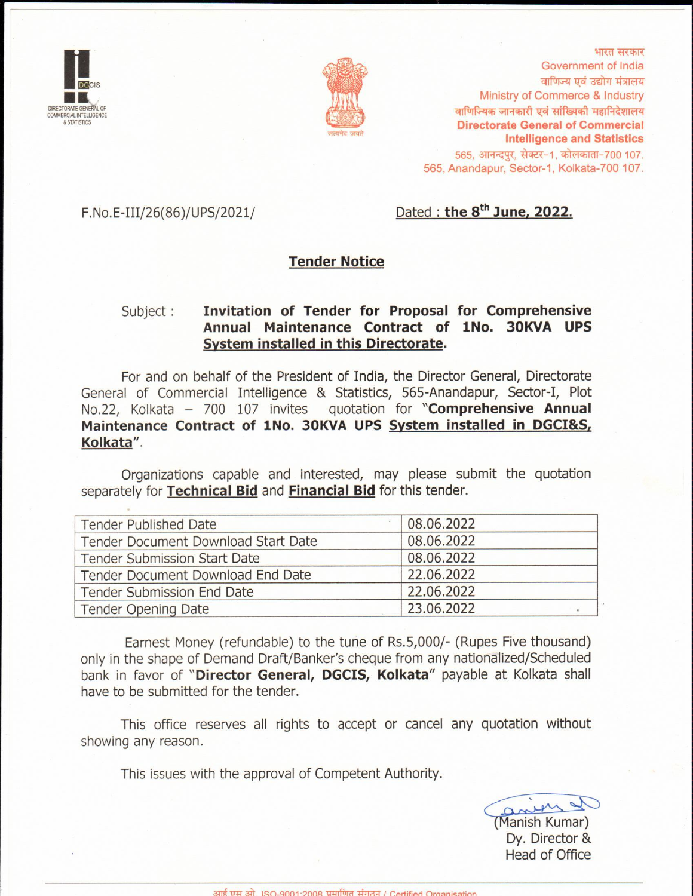DGCIS
DIRECTORATE GENERAL OF COMMERCIAL INTELLIGENCE & STATISTICS

भारत सरकार
Government of India
वाणिज्य एवं उद्योग मंत्रालय
Ministry of Commerce & Industry
वाणिज्यिक जानकारी एवं सांख्यिकी महानिदेशालय
**Directorate General of Commercial Intelligence and Statistics**
565, आनन्दपुर, सेक्टर-1, कोलकाता-700 107.
565, Anandapur, Sector-1, Kolkata-700 107.

F.No.E-III/26(86)/UPS/2021/

Dated : **the 8th June, 2022.**

## Tender Notice

Subject : **Invitation of Tender for Proposal for Comprehensive Annual Maintenance Contract of 1No. 30KVA UPS System installed in this Directorate.**

For and on behalf of the President of India, the Director General, Directorate General of Commercial Intelligence & Statistics, 565-Anandapur, Sector-I, Plot No.22, Kolkata – 700 107 invites quotation for "**Comprehensive Annual Maintenance Contract of 1No. 30KVA UPS System installed in DGCI&S, Kolkata**".

Organizations capable and interested, may please submit the quotation separately for **Technical Bid** and **Financial Bid** for this tender.

| | |
|---|---|
| Tender Published Date | 08.06.2022 |
| Tender Document Download Start Date | 08.06.2022 |
| Tender Submission Start Date | 08.06.2022 |
| Tender Document Download End Date | 22.06.2022 |
| Tender Submission End Date | 22.06.2022 |
| Tender Opening Date | 23.06.2022 |

Earnest Money (refundable) to the tune of Rs.5,000/- (Rupees Five thousand) only in the shape of Demand Draft/Banker's cheque from any nationalized/Scheduled bank in favor of "**Director General, DGCIS, Kolkata**" payable at Kolkata shall have to be submitted for the tender.

This office reserves all rights to accept or cancel any quotation without showing any reason.

This issues with the approval of Competent Authority.

(Manish Kumar)
Dy. Director &
Head of Office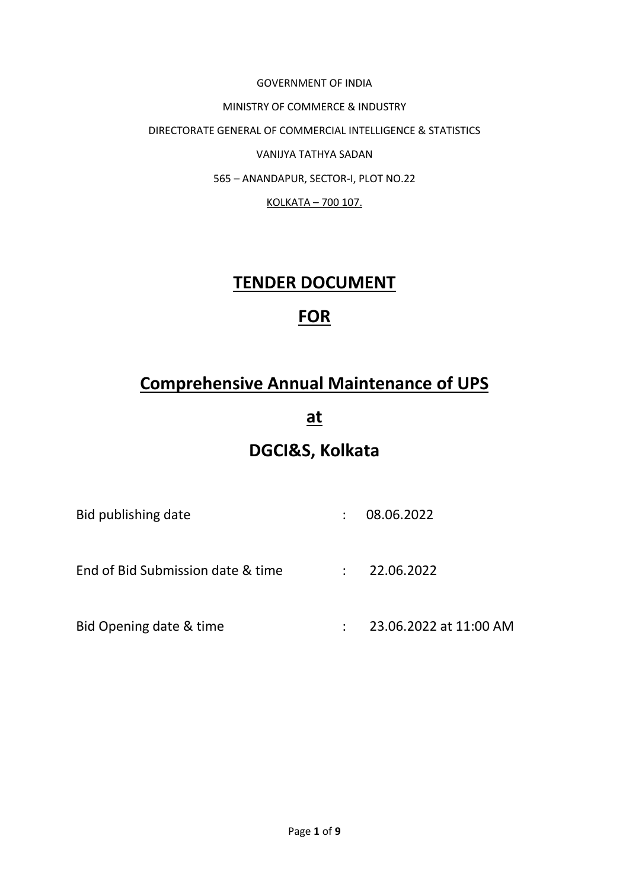GOVERNMENT OF INDIA

MINISTRY OF COMMERCE & INDUSTRY

DIRECTORATE GENERAL OF COMMERCIAL INTELLIGENCE & STATISTICS

VANIJYA TATHYA SADAN

565 – ANANDAPUR, SECTOR-I, PLOT NO.22

KOLKATA – 700 107.

# TENDER DOCUMENT

# FOR

# Comprehensive Annual Maintenance of UPS

# at

# DGCI&S, Kolkata

| | | |
|---|---|---|
| Bid publishing date | : | 08.06.2022 |
| End of Bid Submission date & time | : | 22.06.2022 |
| Bid Opening date & time | : | 23.06.2022 at 11:00 AM |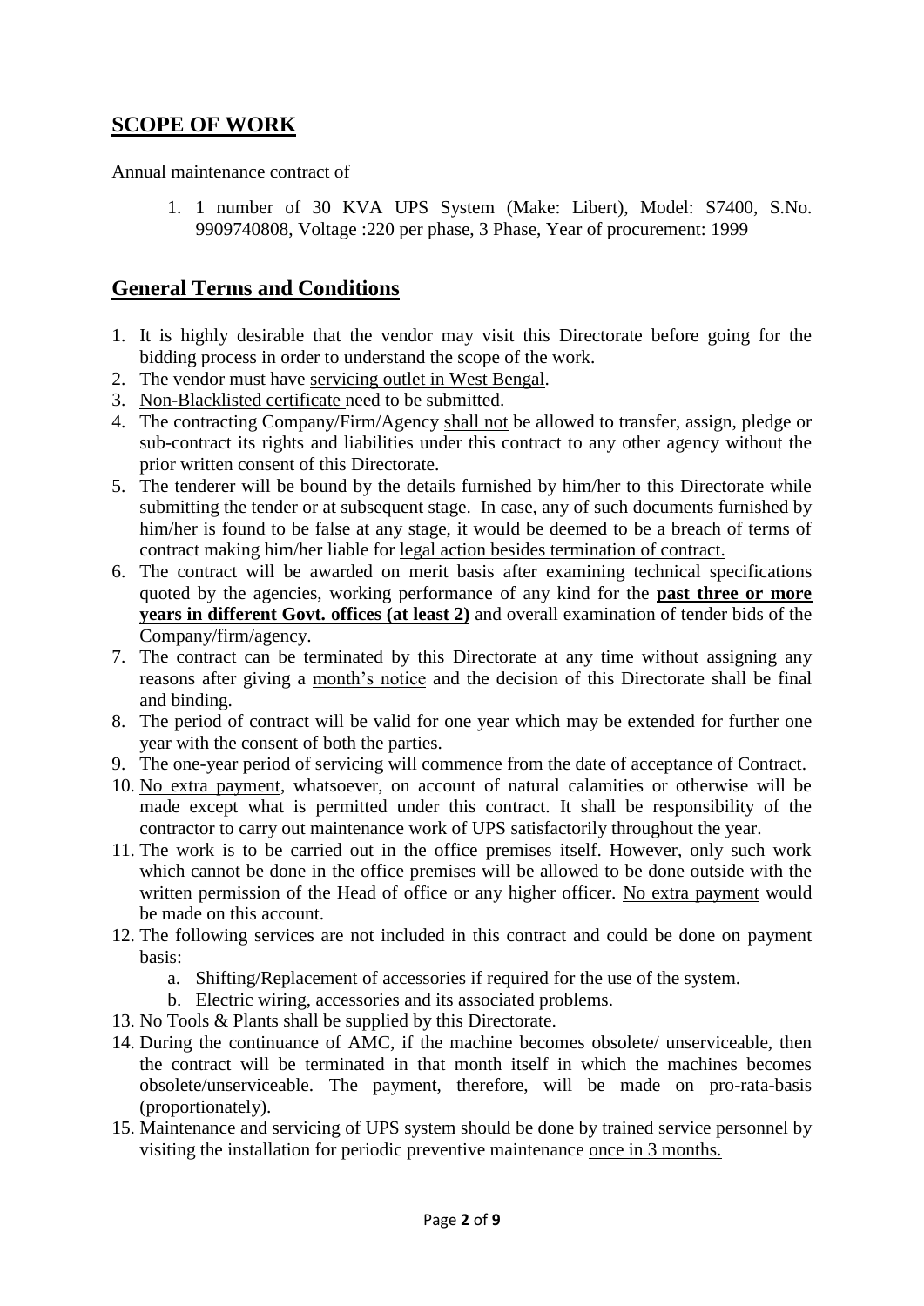## SCOPE OF WORK

Annual maintenance contract of

1. 1 number of 30 KVA UPS System (Make: Libert), Model: S7400, S.No. 9909740808, Voltage :220 per phase, 3 Phase, Year of procurement: 1999

## General Terms and Conditions

1. It is highly desirable that the vendor may visit this Directorate before going for the bidding process in order to understand the scope of the work.
2. The vendor must have servicing outlet in West Bengal.
3. Non-Blacklisted certificate need to be submitted.
4. The contracting Company/Firm/Agency shall not be allowed to transfer, assign, pledge or sub-contract its rights and liabilities under this contract to any other agency without the prior written consent of this Directorate.
5. The tenderer will be bound by the details furnished by him/her to this Directorate while submitting the tender or at subsequent stage. In case, any of such documents furnished by him/her is found to be false at any stage, it would be deemed to be a breach of terms of contract making him/her liable for legal action besides termination of contract.
6. The contract will be awarded on merit basis after examining technical specifications quoted by the agencies, working performance of any kind for the **past three or more years in different Govt. offices (at least 2)** and overall examination of tender bids of the Company/firm/agency.
7. The contract can be terminated by this Directorate at any time without assigning any reasons after giving a month's notice and the decision of this Directorate shall be final and binding.
8. The period of contract will be valid for one year which may be extended for further one year with the consent of both the parties.
9. The one-year period of servicing will commence from the date of acceptance of Contract.
10. No extra payment, whatsoever, on account of natural calamities or otherwise will be made except what is permitted under this contract. It shall be responsibility of the contractor to carry out maintenance work of UPS satisfactorily throughout the year.
11. The work is to be carried out in the office premises itself. However, only such work which cannot be done in the office premises will be allowed to be done outside with the written permission of the Head of office or any higher officer. No extra payment would be made on this account.
12. The following services are not included in this contract and could be done on payment basis:
    a. Shifting/Replacement of accessories if required for the use of the system.
    b. Electric wiring, accessories and its associated problems.
13. No Tools & Plants shall be supplied by this Directorate.
14. During the continuance of AMC, if the machine becomes obsolete/ unserviceable, then the contract will be terminated in that month itself in which the machines becomes obsolete/unserviceable. The payment, therefore, will be made on pro-rata-basis (proportionately).
15. Maintenance and servicing of UPS system should be done by trained service personnel by visiting the installation for periodic preventive maintenance once in 3 months.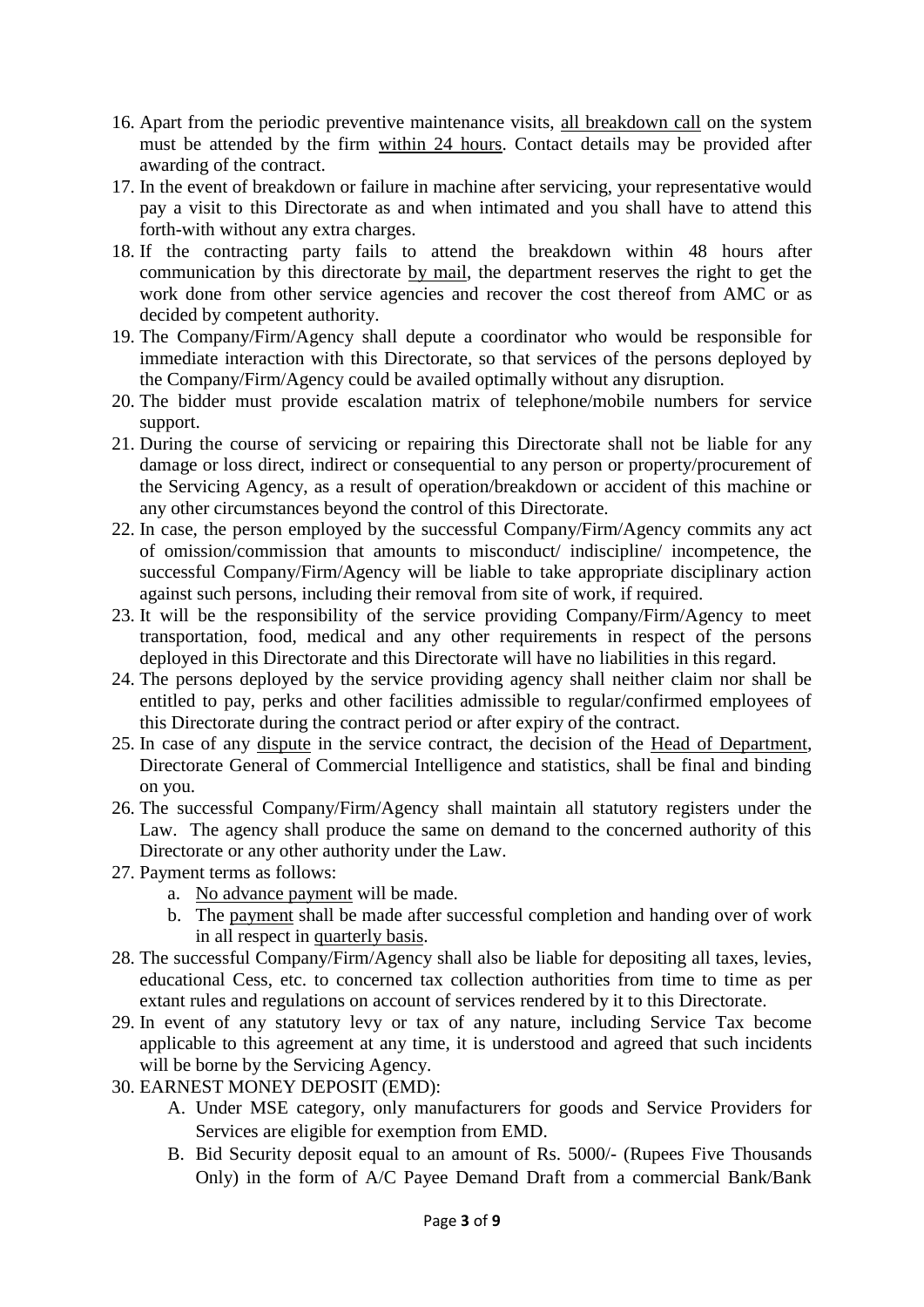16. Apart from the periodic preventive maintenance visits, all breakdown call on the system must be attended by the firm within 24 hours. Contact details may be provided after awarding of the contract.
17. In the event of breakdown or failure in machine after servicing, your representative would pay a visit to this Directorate as and when intimated and you shall have to attend this forth-with without any extra charges.
18. If the contracting party fails to attend the breakdown within 48 hours after communication by this directorate by mail, the department reserves the right to get the work done from other service agencies and recover the cost thereof from AMC or as decided by competent authority.
19. The Company/Firm/Agency shall depute a coordinator who would be responsible for immediate interaction with this Directorate, so that services of the persons deployed by the Company/Firm/Agency could be availed optimally without any disruption.
20. The bidder must provide escalation matrix of telephone/mobile numbers for service support.
21. During the course of servicing or repairing this Directorate shall not be liable for any damage or loss direct, indirect or consequential to any person or property/procurement of the Servicing Agency, as a result of operation/breakdown or accident of this machine or any other circumstances beyond the control of this Directorate.
22. In case, the person employed by the successful Company/Firm/Agency commits any act of omission/commission that amounts to misconduct/ indiscipline/ incompetence, the successful Company/Firm/Agency will be liable to take appropriate disciplinary action against such persons, including their removal from site of work, if required.
23. It will be the responsibility of the service providing Company/Firm/Agency to meet transportation, food, medical and any other requirements in respect of the persons deployed in this Directorate and this Directorate will have no liabilities in this regard.
24. The persons deployed by the service providing agency shall neither claim nor shall be entitled to pay, perks and other facilities admissible to regular/confirmed employees of this Directorate during the contract period or after expiry of the contract.
25. In case of any dispute in the service contract, the decision of the Head of Department, Directorate General of Commercial Intelligence and statistics, shall be final and binding on you.
26. The successful Company/Firm/Agency shall maintain all statutory registers under the Law. The agency shall produce the same on demand to the concerned authority of this Directorate or any other authority under the Law.
27. Payment terms as follows:
    a. No advance payment will be made.
    b. The payment shall be made after successful completion and handing over of work in all respect in quarterly basis.
28. The successful Company/Firm/Agency shall also be liable for depositing all taxes, levies, educational Cess, etc. to concerned tax collection authorities from time to time as per extant rules and regulations on account of services rendered by it to this Directorate.
29. In event of any statutory levy or tax of any nature, including Service Tax become applicable to this agreement at any time, it is understood and agreed that such incidents will be borne by the Servicing Agency.
30. EARNEST MONEY DEPOSIT (EMD):
    A. Under MSE category, only manufacturers for goods and Service Providers for Services are eligible for exemption from EMD.
    B. Bid Security deposit equal to an amount of Rs. 5000/- (Rupees Five Thousands Only) in the form of A/C Payee Demand Draft from a commercial Bank/Bank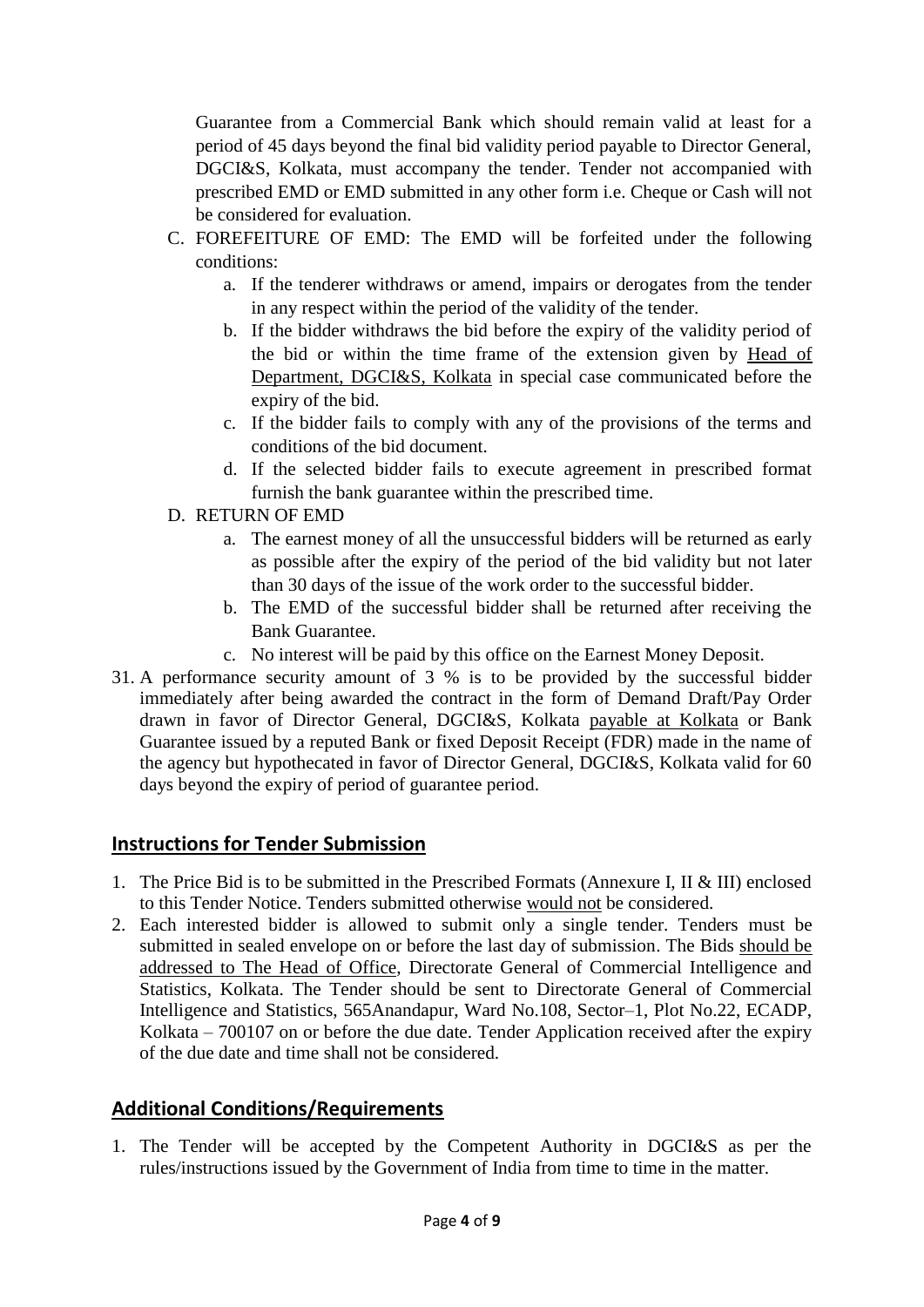Guarantee from a Commercial Bank which should remain valid at least for a period of 45 days beyond the final bid validity period payable to Director General, DGCI&S, Kolkata, must accompany the tender. Tender not accompanied with prescribed EMD or EMD submitted in any other form i.e. Cheque or Cash will not be considered for evaluation.

C. FOREFEITURE OF EMD: The EMD will be forfeited under the following conditions:
   a. If the tenderer withdraws or amend, impairs or derogates from the tender in any respect within the period of the validity of the tender.
   b. If the bidder withdraws the bid before the expiry of the validity period of the bid or within the time frame of the extension given by Head of Department, DGCI&S, Kolkata in special case communicated before the expiry of the bid.
   c. If the bidder fails to comply with any of the provisions of the terms and conditions of the bid document.
   d. If the selected bidder fails to execute agreement in prescribed format furnish the bank guarantee within the prescribed time.

D. RETURN OF EMD
   a. The earnest money of all the unsuccessful bidders will be returned as early as possible after the expiry of the period of the bid validity but not later than 30 days of the issue of the work order to the successful bidder.
   b. The EMD of the successful bidder shall be returned after receiving the Bank Guarantee.
   c. No interest will be paid by this office on the Earnest Money Deposit.

31. A performance security amount of 3 % is to be provided by the successful bidder immediately after being awarded the contract in the form of Demand Draft/Pay Order drawn in favor of Director General, DGCI&S, Kolkata payable at Kolkata or Bank Guarantee issued by a reputed Bank or fixed Deposit Receipt (FDR) made in the name of the agency but hypothecated in favor of Director General, DGCI&S, Kolkata valid for 60 days beyond the expiry of period of guarantee period.

## Instructions for Tender Submission

1. The Price Bid is to be submitted in the Prescribed Formats (Annexure I, II & III) enclosed to this Tender Notice. Tenders submitted otherwise would not be considered.
2. Each interested bidder is allowed to submit only a single tender. Tenders must be submitted in sealed envelope on or before the last day of submission. The Bids should be addressed to The Head of Office, Directorate General of Commercial Intelligence and Statistics, Kolkata. The Tender should be sent to Directorate General of Commercial Intelligence and Statistics, 565Anandapur, Ward No.108, Sector–1, Plot No.22, ECADP, Kolkata – 700107 on or before the due date. Tender Application received after the expiry of the due date and time shall not be considered.

## Additional Conditions/Requirements

1. The Tender will be accepted by the Competent Authority in DGCI&S as per the rules/instructions issued by the Government of India from time to time in the matter.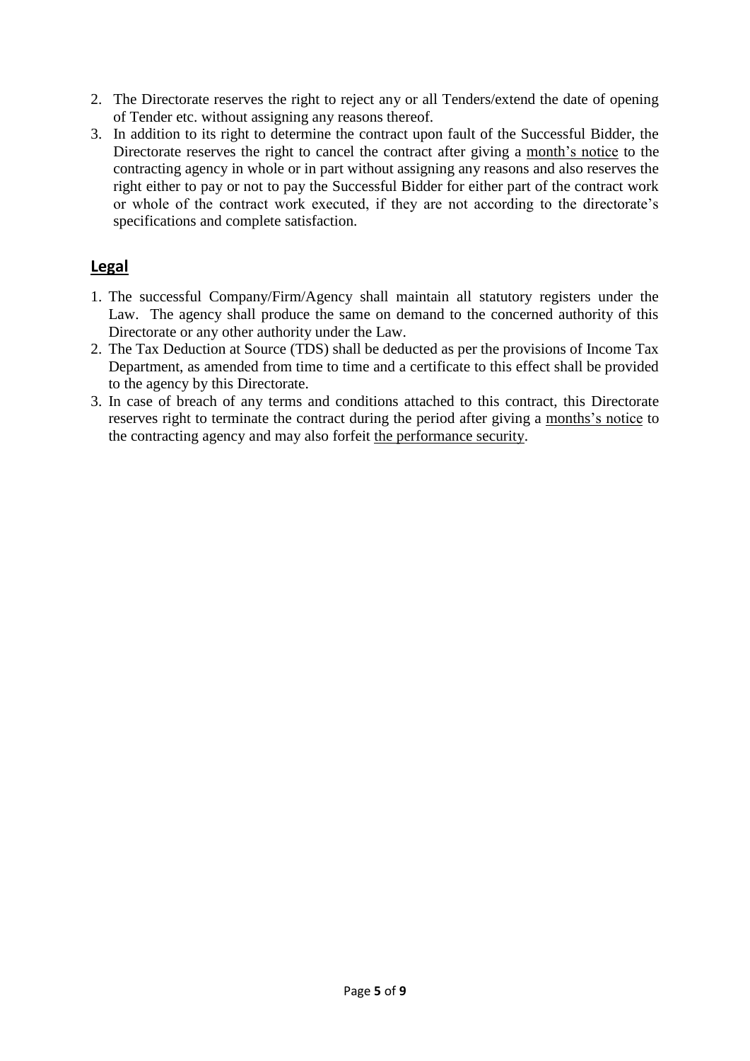2. The Directorate reserves the right to reject any or all Tenders/extend the date of opening of Tender etc. without assigning any reasons thereof.
3. In addition to its right to determine the contract upon fault of the Successful Bidder, the Directorate reserves the right to cancel the contract after giving a month's notice to the contracting agency in whole or in part without assigning any reasons and also reserves the right either to pay or not to pay the Successful Bidder for either part of the contract work or whole of the contract work executed, if they are not according to the directorate's specifications and complete satisfaction.

## Legal

1. The successful Company/Firm/Agency shall maintain all statutory registers under the Law. The agency shall produce the same on demand to the concerned authority of this Directorate or any other authority under the Law.
2. The Tax Deduction at Source (TDS) shall be deducted as per the provisions of Income Tax Department, as amended from time to time and a certificate to this effect shall be provided to the agency by this Directorate.
3. In case of breach of any terms and conditions attached to this contract, this Directorate reserves right to terminate the contract during the period after giving a months's notice to the contracting agency and may also forfeit the performance security.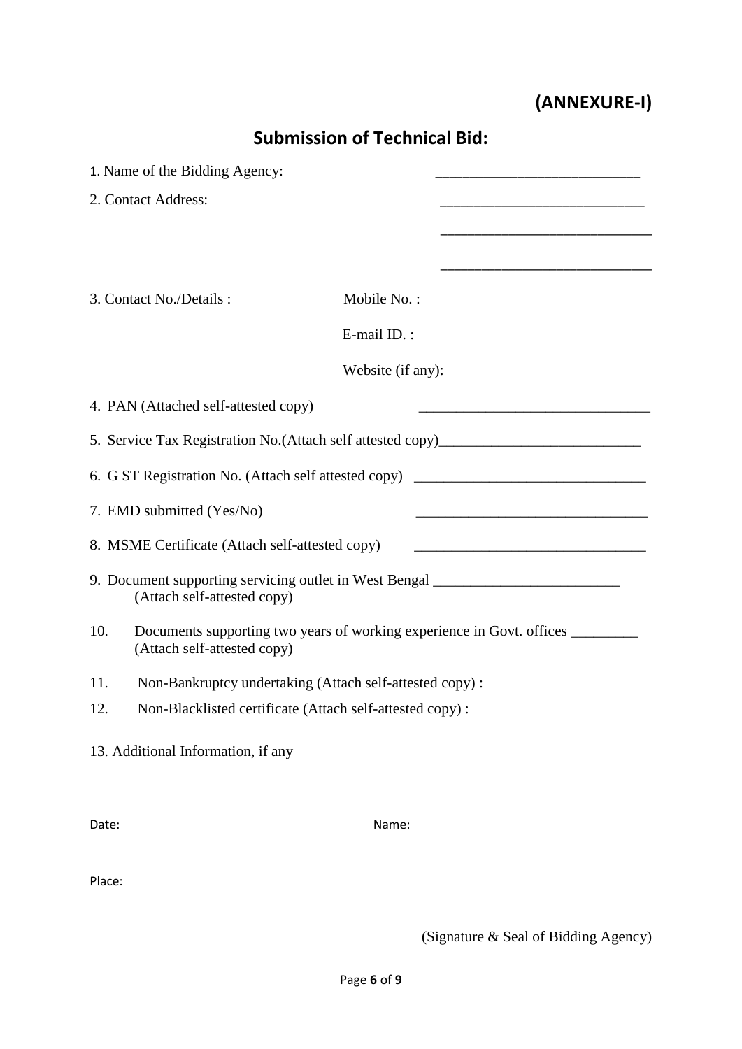**(ANNEXURE-I)**

## Submission of Technical Bid:

1. Name of the Bidding Agency: ___________________________

2. Contact Address: ___________________________

   ___________________________

   ___________________________

3. Contact No./Details : Mobile No. :

   E-mail ID. :

   Website (if any):

4. PAN (Attached self-attested copy) _______________________________

5. Service Tax Registration No.(Attach self attested copy)___________________________

6. G ST Registration No. (Attach self attested copy) _______________________________

7. EMD submitted (Yes/No) _______________________________

8. MSME Certificate (Attach self-attested copy) _______________________________

9. Document supporting servicing outlet in West Bengal _________________________ (Attach self-attested copy)

10. Documents supporting two years of working experience in Govt. offices _________ (Attach self-attested copy)

11. Non-Bankruptcy undertaking (Attach self-attested copy) :

12. Non-Blacklisted certificate (Attach self-attested copy) :

13. Additional Information, if any

Date: Name:

Place:

(Signature & Seal of Bidding Agency)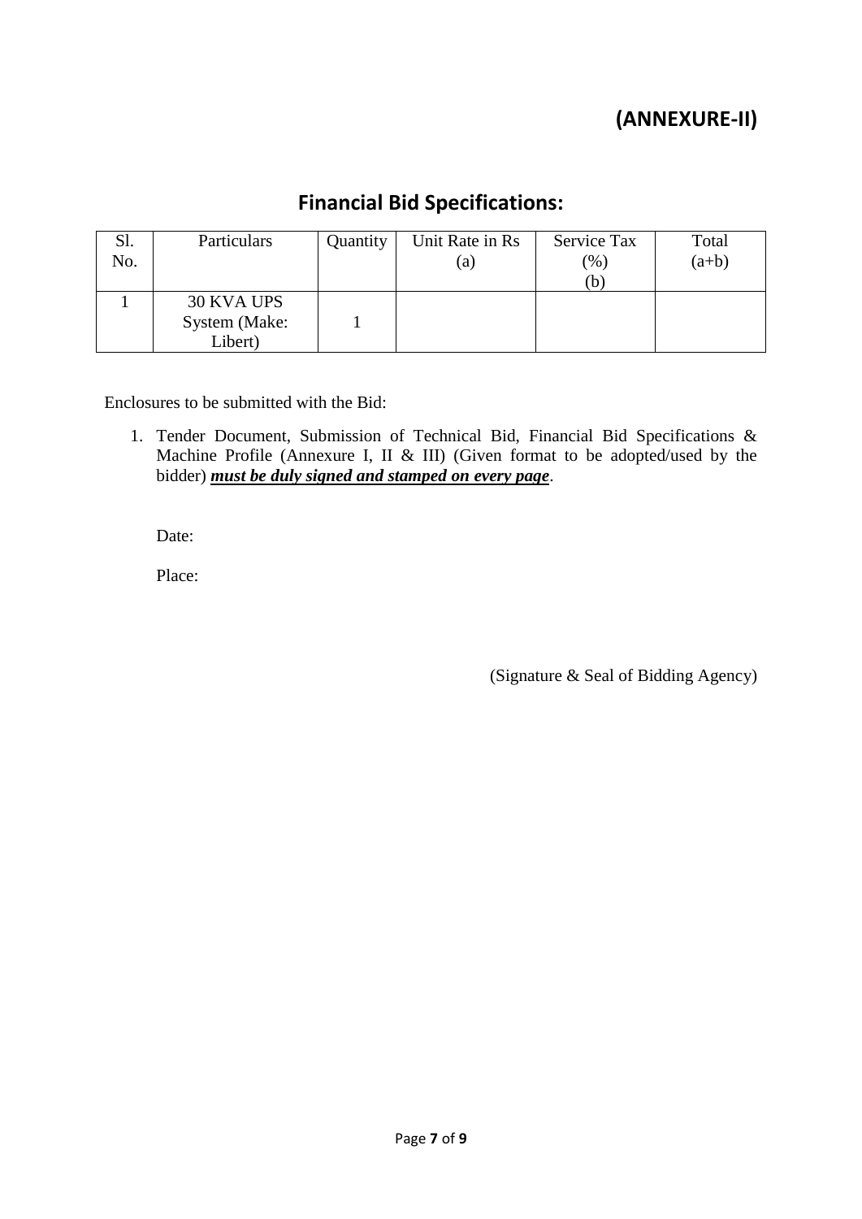## (ANNEXURE-II)

## Financial Bid Specifications:

| Sl. No. | Particulars | Quantity | Unit Rate in Rs (a) | Service Tax (%) (b) | Total (a+b) |
|---|---|---|---|---|---|
| 1 | 30 KVA UPS System (Make: Libert) | 1 | | | |

Enclosures to be submitted with the Bid:

1. Tender Document, Submission of Technical Bid, Financial Bid Specifications & Machine Profile (Annexure I, II & III) (Given format to be adopted/used by the bidder) ***must be duly signed and stamped on every page***.

Date:

Place:

(Signature & Seal of Bidding Agency)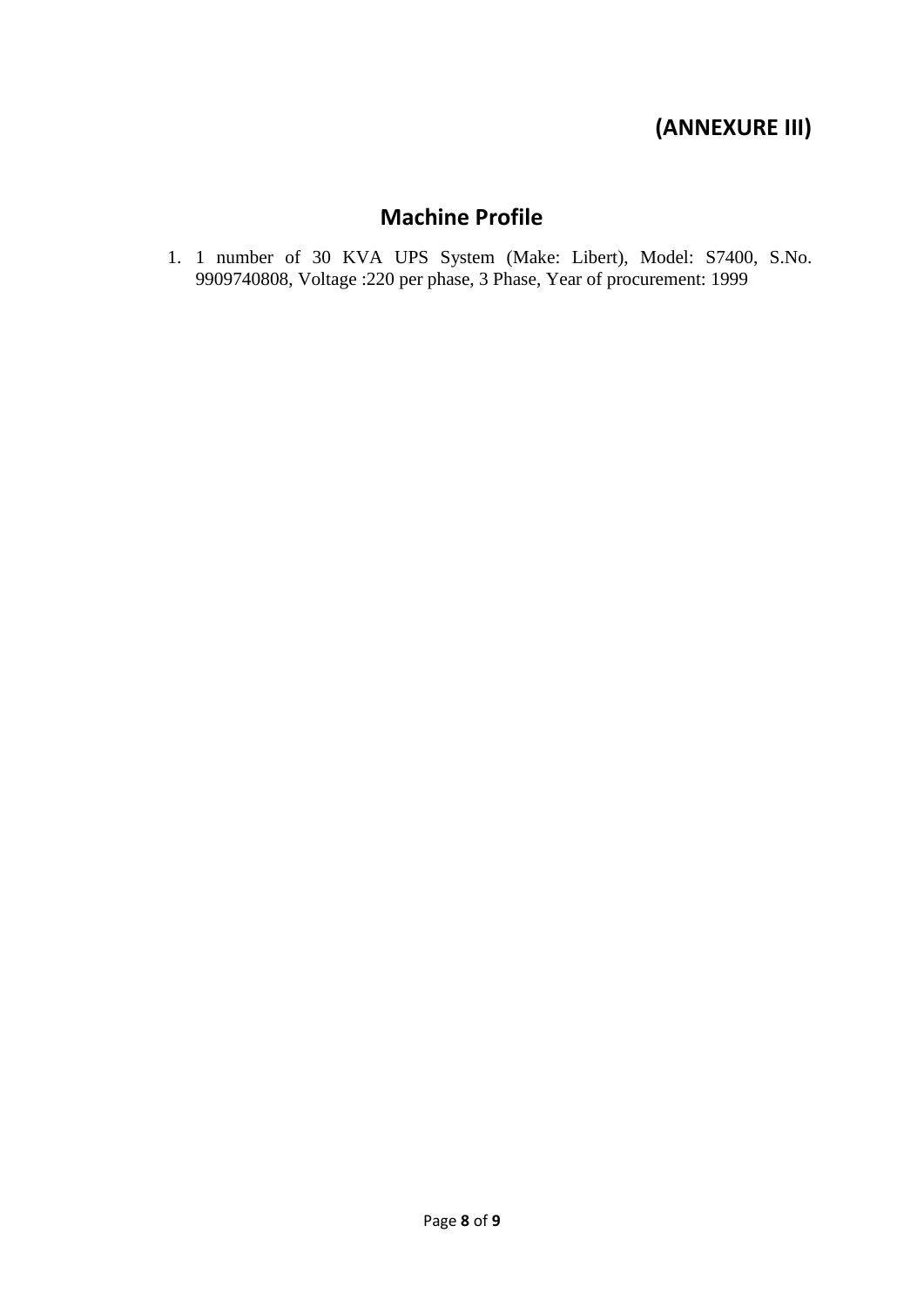**(ANNEXURE III)**

## Machine Profile

1. 1 number of 30 KVA UPS System (Make: Libert), Model: S7400, S.No. 9909740808, Voltage :220 per phase, 3 Phase, Year of procurement: 1999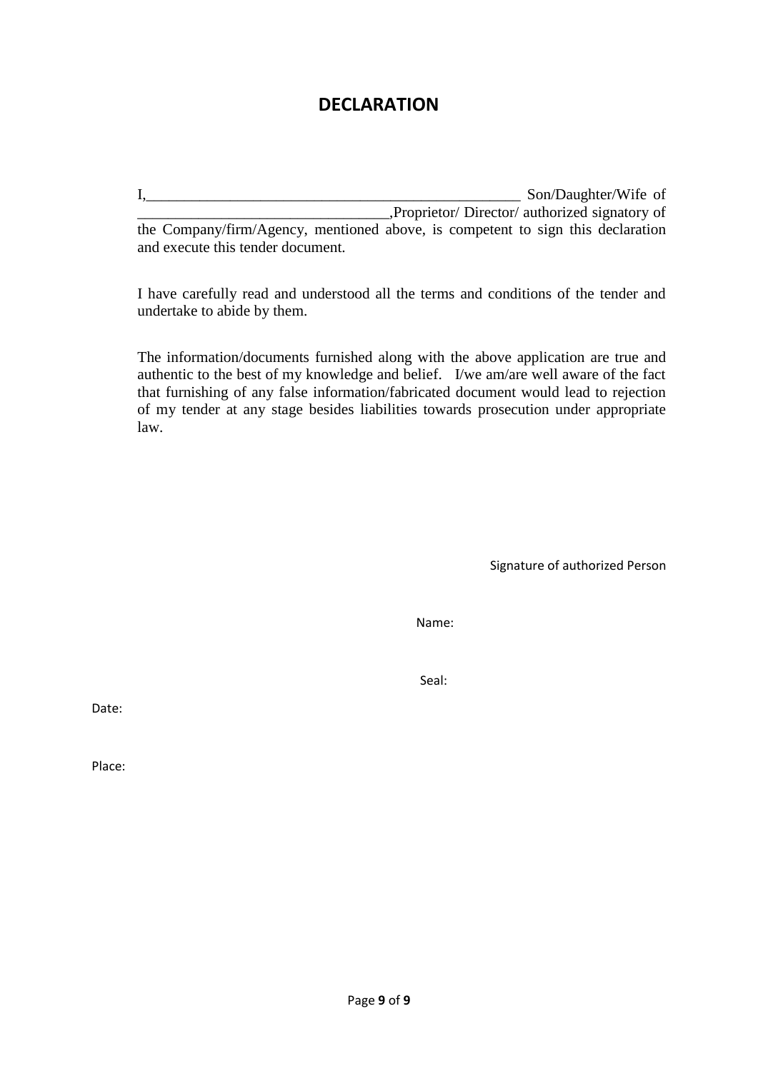# DECLARATION

I,__________________________________________________ Son/Daughter/Wife of ________________________________,Proprietor/ Director/ authorized signatory of the Company/firm/Agency, mentioned above, is competent to sign this declaration and execute this tender document.

I have carefully read and understood all the terms and conditions of the tender and undertake to abide by them.

The information/documents furnished along with the above application are true and authentic to the best of my knowledge and belief. I/we am/are well aware of the fact that furnishing of any false information/fabricated document would lead to rejection of my tender at any stage besides liabilities towards prosecution under appropriate law.

Signature of authorized Person

Name:

Seal:

Date:

Place: